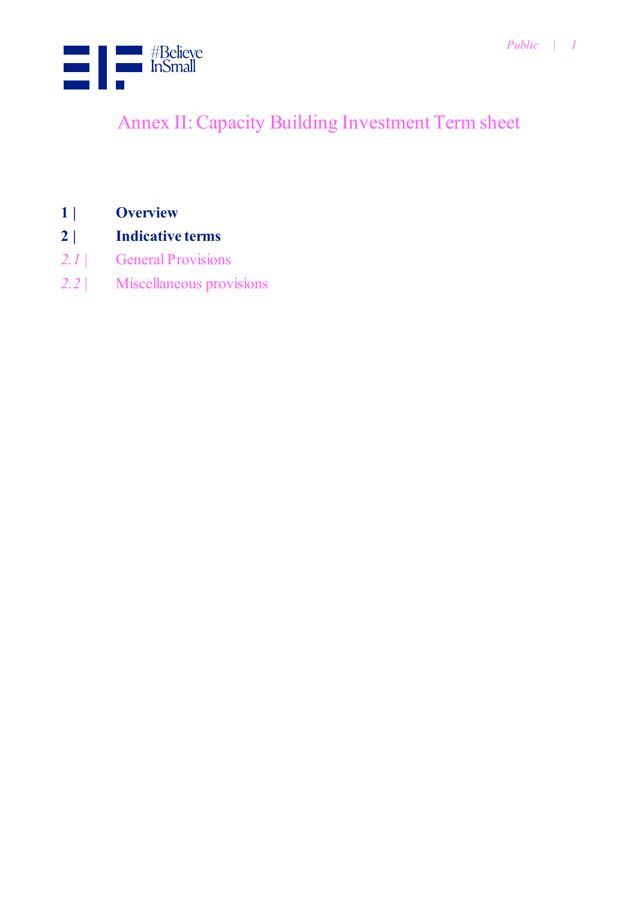# Annex II: Capacity Building Investment Term sheet

**1 | Overview**

**2 | Indicative terms**

*2.1 |* General Provisions

*2.2 |* Miscellaneous provisions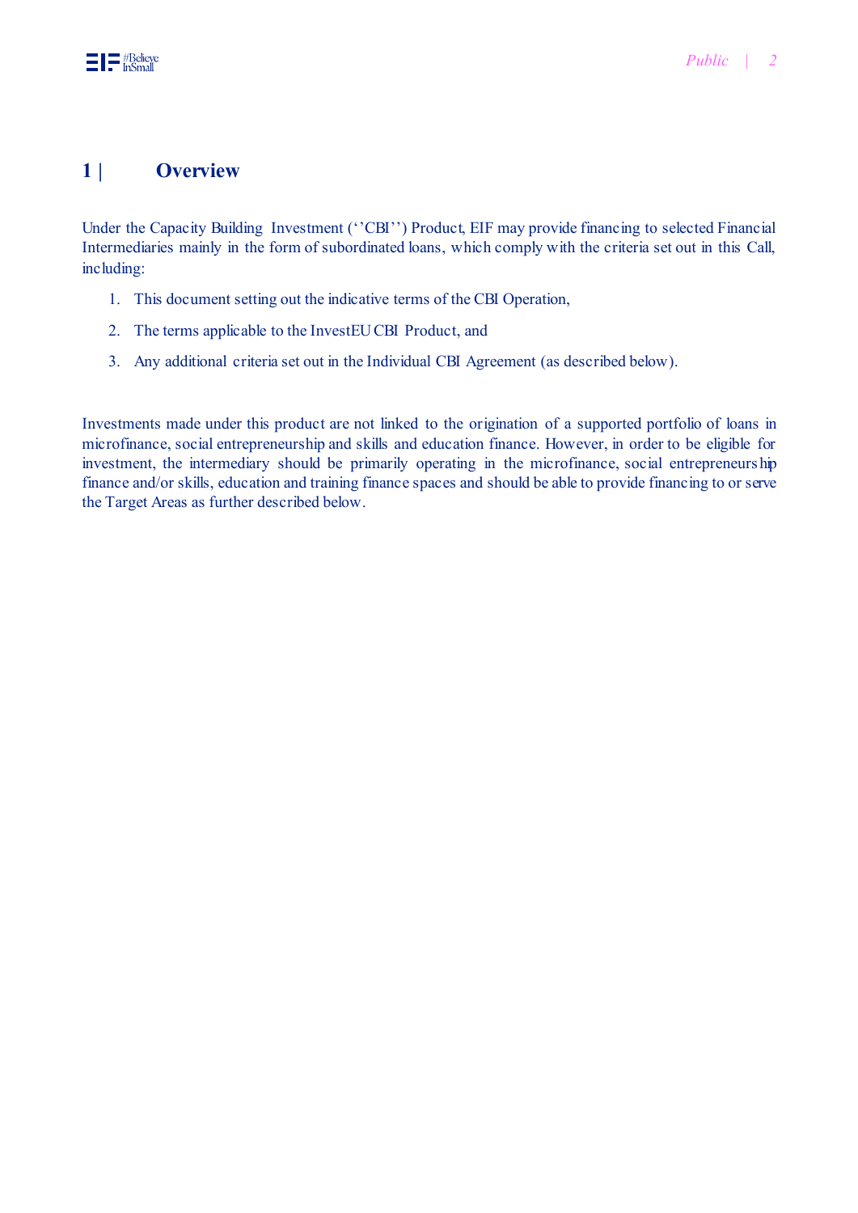# 1 | Overview

Under the Capacity Building Investment (''CBI'') Product, EIF may provide financing to selected Financial Intermediaries mainly in the form of subordinated loans, which comply with the criteria set out in this Call, including:

1. This document setting out the indicative terms of the CBI Operation,
2. The terms applicable to the InvestEU CBI Product, and
3. Any additional criteria set out in the Individual CBI Agreement (as described below).

Investments made under this product are not linked to the origination of a supported portfolio of loans in microfinance, social entrepreneurship and skills and education finance. However, in order to be eligible for investment, the intermediary should be primarily operating in the microfinance, social entrepreneurship finance and/or skills, education and training finance spaces and should be able to provide financing to or serve the Target Areas as further described below.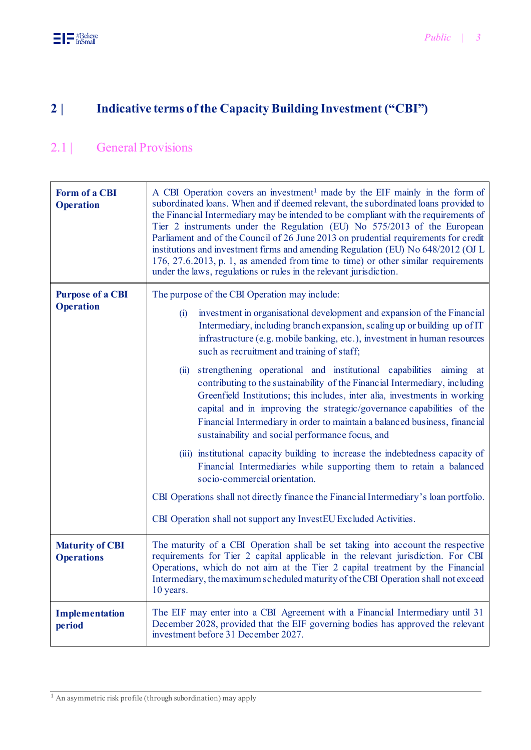## 2 | Indicative terms of the Capacity Building Investment ("CBI")

### 2.1 | General Provisions

| | |
|---|---|
| **Form of a CBI Operation** | A CBI Operation covers an investment[1] made by the EIF mainly in the form of subordinated loans. When and if deemed relevant, the subordinated loans provided to the Financial Intermediary may be intended to be compliant with the requirements of Tier 2 instruments under the Regulation (EU) No 575/2013 of the European Parliament and of the Council of 26 June 2013 on prudential requirements for credit institutions and investment firms and amending Regulation (EU) No 648/2012 (OJ L 176, 27.6.2013, p. 1, as amended from time to time) or other similar requirements under the laws, regulations or rules in the relevant jurisdiction. |
| **Purpose of a CBI Operation** | The purpose of the CBI Operation may include:<br><br>(i) investment in organisational development and expansion of the Financial Intermediary, including branch expansion, scaling up or building up of IT infrastructure (e.g. mobile banking, etc.), investment in human resources such as recruitment and training of staff;<br><br>(ii) strengthening operational and institutional capabilities aiming at contributing to the sustainability of the Financial Intermediary, including Greenfield Institutions; this includes, inter alia, investments in working capital and in improving the strategic/governance capabilities of the Financial Intermediary in order to maintain a balanced business, financial sustainability and social performance focus, and<br><br>(iii) institutional capacity building to increase the indebtedness capacity of Financial Intermediaries while supporting them to retain a balanced socio-commercial orientation.<br><br>CBI Operations shall not directly finance the Financial Intermediary's loan portfolio.<br><br>CBI Operation shall not support any InvestEU Excluded Activities. |
| **Maturity of CBI Operations** | The maturity of a CBI Operation shall be set taking into account the respective requirements for Tier 2 capital applicable in the relevant jurisdiction. For CBI Operations, which do not aim at the Tier 2 capital treatment by the Financial Intermediary, the maximum scheduled maturity of the CBI Operation shall not exceed 10 years. |
| **Implementation period** | The EIF may enter into a CBI Agreement with a Financial Intermediary until 31 December 2028, provided that the EIF governing bodies has approved the relevant investment before 31 December 2027. |

[1] An asymmetric risk profile (through subordination) may apply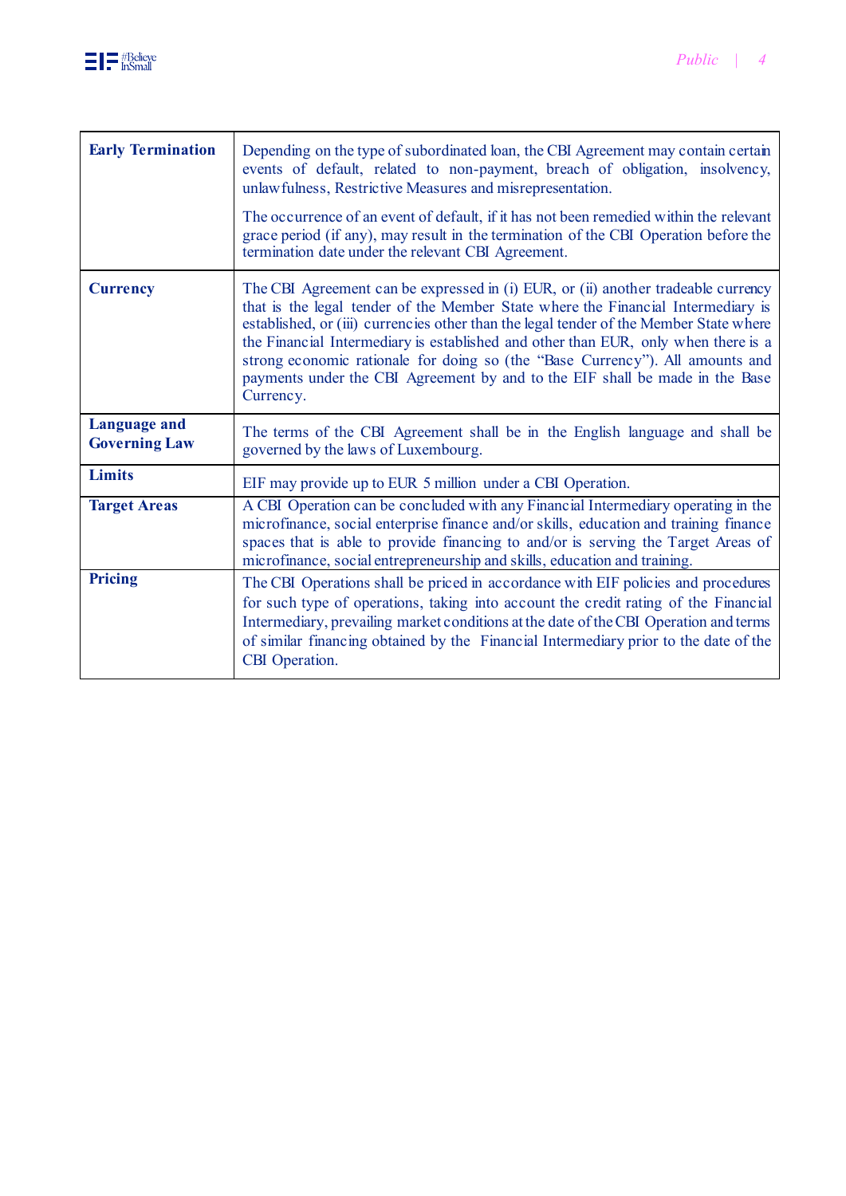| | |
|---|---|
| **Early Termination** | Depending on the type of subordinated loan, the CBI Agreement may contain certain events of default, related to non-payment, breach of obligation, insolvency, unlawfulness, Restrictive Measures and misrepresentation.<br><br>The occurrence of an event of default, if it has not been remedied within the relevant grace period (if any), may result in the termination of the CBI Operation before the termination date under the relevant CBI Agreement. |
| **Currency** | The CBI Agreement can be expressed in (i) EUR, or (ii) another tradeable currency that is the legal tender of the Member State where the Financial Intermediary is established, or (iii) currencies other than the legal tender of the Member State where the Financial Intermediary is established and other than EUR, only when there is a strong economic rationale for doing so (the "Base Currency"). All amounts and payments under the CBI Agreement by and to the EIF shall be made in the Base Currency. |
| **Language and Governing Law** | The terms of the CBI Agreement shall be in the English language and shall be governed by the laws of Luxembourg. |
| **Limits** | EIF may provide up to EUR 5 million under a CBI Operation. |
| **Target Areas** | A CBI Operation can be concluded with any Financial Intermediary operating in the microfinance, social enterprise finance and/or skills, education and training finance spaces that is able to provide financing to and/or is serving the Target Areas of microfinance, social entrepreneurship and skills, education and training. |
| **Pricing** | The CBI Operations shall be priced in accordance with EIF policies and procedures for such type of operations, taking into account the credit rating of the Financial Intermediary, prevailing market conditions at the date of the CBI Operation and terms of similar financing obtained by the Financial Intermediary prior to the date of the CBI Operation. |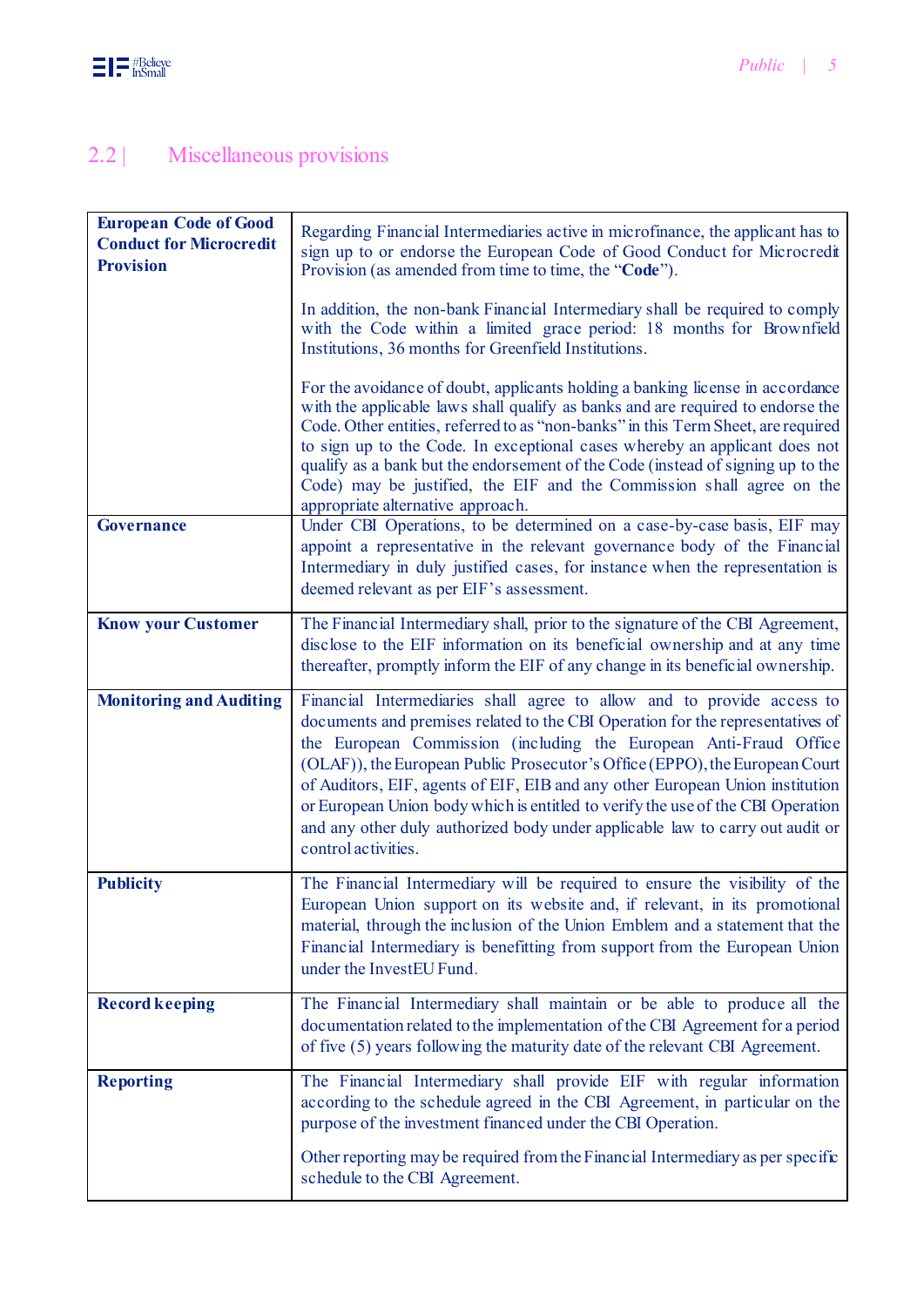## 2.2 | Miscellaneous provisions

| | |
|---|---|
| **European Code of Good Conduct for Microcredit Provision** | Regarding Financial Intermediaries active in microfinance, the applicant has to sign up to or endorse the European Code of Good Conduct for Microcredit Provision (as amended from time to time, the "**Code**").<br><br>In addition, the non-bank Financial Intermediary shall be required to comply with the Code within a limited grace period: 18 months for Brownfield Institutions, 36 months for Greenfield Institutions.<br><br>For the avoidance of doubt, applicants holding a banking license in accordance with the applicable laws shall qualify as banks and are required to endorse the Code. Other entities, referred to as "non-banks" in this Term Sheet, are required to sign up to the Code. In exceptional cases whereby an applicant does not qualify as a bank but the endorsement of the Code (instead of signing up to the Code) may be justified, the EIF and the Commission shall agree on the appropriate alternative approach. |
| **Governance** | Under CBI Operations, to be determined on a case-by-case basis, EIF may appoint a representative in the relevant governance body of the Financial Intermediary in duly justified cases, for instance when the representation is deemed relevant as per EIF's assessment. |
| **Know your Customer** | The Financial Intermediary shall, prior to the signature of the CBI Agreement, disclose to the EIF information on its beneficial ownership and at any time thereafter, promptly inform the EIF of any change in its beneficial ownership. |
| **Monitoring and Auditing** | Financial Intermediaries shall agree to allow and to provide access to documents and premises related to the CBI Operation for the representatives of the European Commission (including the European Anti-Fraud Office (OLAF)), the European Public Prosecutor's Office (EPPO), the European Court of Auditors, EIF, agents of EIF, EIB and any other European Union institution or European Union body which is entitled to verify the use of the CBI Operation and any other duly authorized body under applicable law to carry out audit or control activities. |
| **Publicity** | The Financial Intermediary will be required to ensure the visibility of the European Union support on its website and, if relevant, in its promotional material, through the inclusion of the Union Emblem and a statement that the Financial Intermediary is benefitting from support from the European Union under the InvestEU Fund. |
| **Record keeping** | The Financial Intermediary shall maintain or be able to produce all the documentation related to the implementation of the CBI Agreement for a period of five (5) years following the maturity date of the relevant CBI Agreement. |
| **Reporting** | The Financial Intermediary shall provide EIF with regular information according to the schedule agreed in the CBI Agreement, in particular on the purpose of the investment financed under the CBI Operation.<br><br>Other reporting may be required from the Financial Intermediary as per specific schedule to the CBI Agreement. |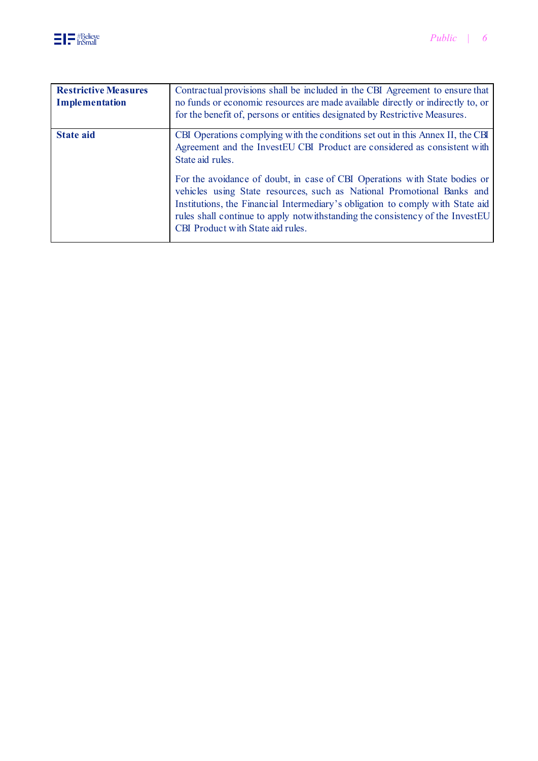| | |
|---|---|
| **Restrictive Measures Implementation** | Contractual provisions shall be included in the CBI Agreement to ensure that no funds or economic resources are made available directly or indirectly to, or for the benefit of, persons or entities designated by Restrictive Measures. |
| **State aid** | CBI Operations complying with the conditions set out in this Annex II, the CBI Agreement and the InvestEU CBI Product are considered as consistent with State aid rules.<br><br>For the avoidance of doubt, in case of CBI Operations with State bodies or vehicles using State resources, such as National Promotional Banks and Institutions, the Financial Intermediary's obligation to comply with State aid rules shall continue to apply notwithstanding the consistency of the InvestEU CBI Product with State aid rules. |